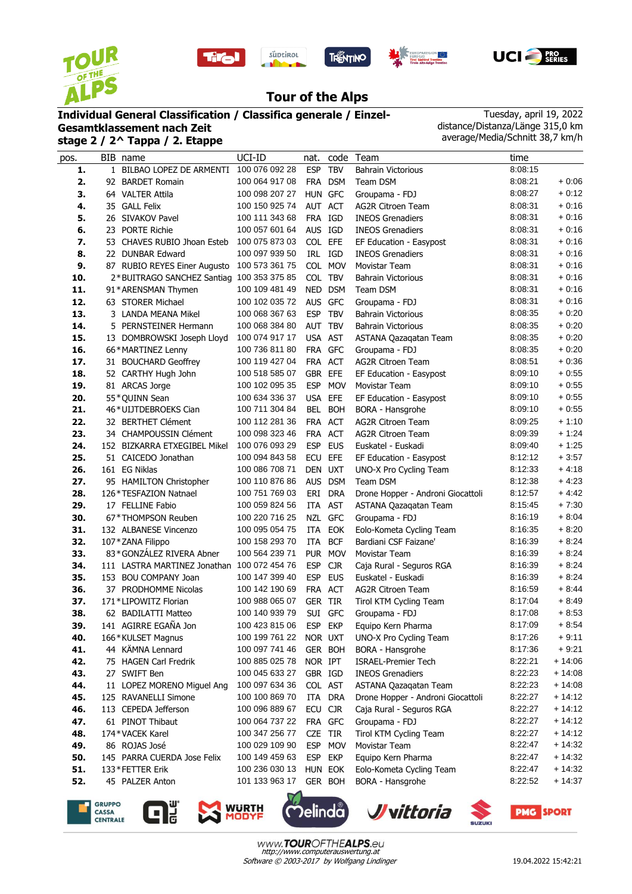# Tour of the Alps

**Individual General Classification / Classifica generale / Einzel-Gesamtklassement nach Zeit**
**stage 2 / 2^ Tappa / 2. Etappe**

Tuesday, april 19, 2022
distance/Distanza/Länge 315,0 km
average/Media/Schnitt 38,7 km/h

| pos. | BIB | name | UCI-ID | nat. | code | Team | time | |
|---|---|---|---|---|---|---|---|---|
| **1.** | 1 | BILBAO LOPEZ DE ARMENTI | 100 076 092 28 | ESP | TBV | Bahrain Victorious | 8:08:15 | |
| **2.** | 92 | BARDET Romain | 100 064 917 08 | FRA | DSM | Team DSM | 8:08:21 | + 0:06 |
| **3.** | 64 | VALTER Attila | 100 098 207 27 | HUN | GFC | Groupama - FDJ | 8:08:27 | + 0:12 |
| **4.** | 35 | GALL Felix | 100 150 925 74 | AUT | ACT | AG2R Citroen Team | 8:08:31 | + 0:16 |
| **5.** | 26 | SIVAKOV Pavel | 100 111 343 68 | FRA | IGD | INEOS Grenadiers | 8:08:31 | + 0:16 |
| **6.** | 23 | PORTE Richie | 100 057 601 64 | AUS | IGD | INEOS Grenadiers | 8:08:31 | + 0:16 |
| **7.** | 53 | CHAVES RUBIO Jhoan Esteb | 100 075 873 03 | COL | EFE | EF Education - Easypost | 8:08:31 | + 0:16 |
| **8.** | 22 | DUNBAR Edward | 100 097 939 50 | IRL | IGD | INEOS Grenadiers | 8:08:31 | + 0:16 |
| **9.** | 87 | RUBIO REYES Einer Augusto | 100 573 361 75 | COL | MOV | Movistar Team | 8:08:31 | + 0:16 |
| **10.** | 2* | BUITRAGO SANCHEZ Santiag | 100 353 375 85 | COL | TBV | Bahrain Victorious | 8:08:31 | + 0:16 |
| **11.** | 91* | ARENSMAN Thymen | 100 109 481 49 | NED | DSM | Team DSM | 8:08:31 | + 0:16 |
| **12.** | 63 | STORER Michael | 100 102 035 72 | AUS | GFC | Groupama - FDJ | 8:08:31 | + 0:16 |
| **13.** | 3 | LANDA MEANA Mikel | 100 068 367 63 | ESP | TBV | Bahrain Victorious | 8:08:35 | + 0:20 |
| **14.** | 5 | PERNSTEINER Hermann | 100 068 384 80 | AUT | TBV | Bahrain Victorious | 8:08:35 | + 0:20 |
| **15.** | 13 | DOMBROWSKI Joseph Lloyd | 100 074 917 17 | USA | AST | ASTANA Qazaqatan Team | 8:08:35 | + 0:20 |
| **16.** | 66* | MARTINEZ Lenny | 100 736 811 80 | FRA | GFC | Groupama - FDJ | 8:08:35 | + 0:20 |
| **17.** | 31 | BOUCHARD Geoffrey | 100 119 427 04 | FRA | ACT | AG2R Citroen Team | 8:08:51 | + 0:36 |
| **18.** | 52 | CARTHY Hugh John | 100 518 585 07 | GBR | EFE | EF Education - Easypost | 8:09:10 | + 0:55 |
| **19.** | 81 | ARCAS Jorge | 100 102 095 35 | ESP | MOV | Movistar Team | 8:09:10 | + 0:55 |
| **20.** | 55* | QUINN Sean | 100 634 336 37 | USA | EFE | EF Education - Easypost | 8:09:10 | + 0:55 |
| **21.** | 46* | UIJTDEBROEKS Cian | 100 711 304 84 | BEL | BOH | BORA - Hansgrohe | 8:09:10 | + 0:55 |
| **22.** | 32 | BERTHET Clément | 100 112 281 36 | FRA | ACT | AG2R Citroen Team | 8:09:25 | + 1:10 |
| **23.** | 34 | CHAMPOUSSIN Clément | 100 098 323 46 | FRA | ACT | AG2R Citroen Team | 8:09:39 | + 1:24 |
| **24.** | 152 | BIZKARRA ETXEGIBEL Mikel | 100 076 093 29 | ESP | EUS | Euskatel - Euskadi | 8:09:40 | + 1:25 |
| **25.** | 51 | CAICEDO Jonathan | 100 094 843 58 | ECU | EFE | EF Education - Easypost | 8:12:12 | + 3:57 |
| **26.** | 161 | EG Niklas | 100 086 708 73 | DEN | UXT | UNO-X Pro Cycling Team | 8:12:33 | + 4:18 |
| **27.** | 95 | HAMILTON Christopher | 100 110 876 86 | AUS | DSM | Team DSM | 8:12:38 | + 4:23 |
| **28.** | 126* | TESFAZION Natnael | 100 751 769 03 | ERI | DRA | Drone Hopper - Androni Giocattoli | 8:12:57 | + 4:42 |
| **29.** | 17 | FELLINE Fabio | 100 059 824 56 | ITA | AST | ASTANA Qazaqatan Team | 8:15:45 | + 7:30 |
| **30.** | 67* | THOMPSON Reuben | 100 220 716 25 | NZL | GFC | Groupama - FDJ | 8:16:19 | + 8:04 |
| **31.** | 132 | ALBANESE Vincenzo | 100 095 054 75 | ITA | EOK | Eolo-Kometa Cycling Team | 8:16:35 | + 8:20 |
| **32.** | 107* | ZANA Filippo | 100 158 293 70 | ITA | BCF | Bardiani CSF Faizane' | 8:16:39 | + 8:24 |
| **33.** | 83* | GONZÁLEZ RIVERA Abner | 100 564 239 71 | PUR | MOV | Movistar Team | 8:16:39 | + 8:24 |
| **34.** | 111 | LASTRA MARTINEZ Jonathan | 100 072 454 76 | ESP | CJR | Caja Rural - Seguros RGA | 8:16:39 | + 8:24 |
| **35.** | 153 | BOU COMPANY Joan | 100 147 399 40 | ESP | EUS | Euskatel - Euskadi | 8:16:39 | + 8:24 |
| **36.** | 37 | PRODHOMME Nicolas | 100 142 190 69 | FRA | ACT | AG2R Citroen Team | 8:16:59 | + 8:44 |
| **37.** | 171* | LIPOWITZ Florian | 100 988 065 07 | GER | TIR | Tirol KTM Cycling Team | 8:17:04 | + 8:49 |
| **38.** | 62 | BADILATTI Matteo | 100 140 939 79 | SUI | GFC | Groupama - FDJ | 8:17:08 | + 8:53 |
| **39.** | 141 | AGIRRE EGAÑA Jon | 100 423 815 06 | ESP | EKP | Equipo Kern Pharma | 8:17:09 | + 8:54 |
| **40.** | 166* | KULSET Magnus | 100 199 761 22 | NOR | UXT | UNO-X Pro Cycling Team | 8:17:26 | + 9:11 |
| **41.** | 44 | KÄMNA Lennard | 100 097 741 46 | GER | BOH | BORA - Hansgrohe | 8:17:36 | + 9:21 |
| **42.** | 75 | HAGEN Carl Fredrik | 100 885 025 78 | NOR | IPT | ISRAEL-Premier Tech | 8:22:21 | + 14:06 |
| **43.** | 27 | SWIFT Ben | 100 045 633 27 | GBR | IGD | INEOS Grenadiers | 8:22:23 | + 14:08 |
| **44.** | 11 | LOPEZ MORENO Miguel Ang | 100 097 634 36 | COL | AST | ASTANA Qazaqatan Team | 8:22:23 | + 14:08 |
| **45.** | 125 | RAVANELLI Simone | 100 100 869 70 | ITA | DRA | Drone Hopper - Androni Giocattoli | 8:22:27 | + 14:12 |
| **46.** | 113 | CEPEDA Jefferson | 100 096 889 67 | ECU | CJR | Caja Rural - Seguros RGA | 8:22:27 | + 14:12 |
| **47.** | 61 | PINOT Thibaut | 100 064 737 22 | FRA | GFC | Groupama - FDJ | 8:22:27 | + 14:12 |
| **48.** | 174* | VACEK Karel | 100 347 256 77 | CZE | TIR | Tirol KTM Cycling Team | 8:22:27 | + 14:12 |
| **49.** | 86 | ROJAS José | 100 029 109 90 | ESP | MOV | Movistar Team | 8:22:47 | + 14:32 |
| **50.** | 145 | PARRA CUERDA Jose Felix | 100 149 459 63 | ESP | EKP | Equipo Kern Pharma | 8:22:47 | + 14:32 |
| **51.** | 133* | FETTER Erik | 100 236 003 13 | HUN | EOK | Eolo-Kometa Cycling Team | 8:22:47 | + 14:32 |
| **52.** | 45 | PALZER Anton | 101 133 963 17 | GER | BOH | BORA - Hansgrohe | 8:22:52 | + 14:37 |

www.TOUROFTHEALPS.eu
http://www.computerauswertung.at
Software © 2003-2017 by Wolfgang Lindinger

19.04.2022 15:42:21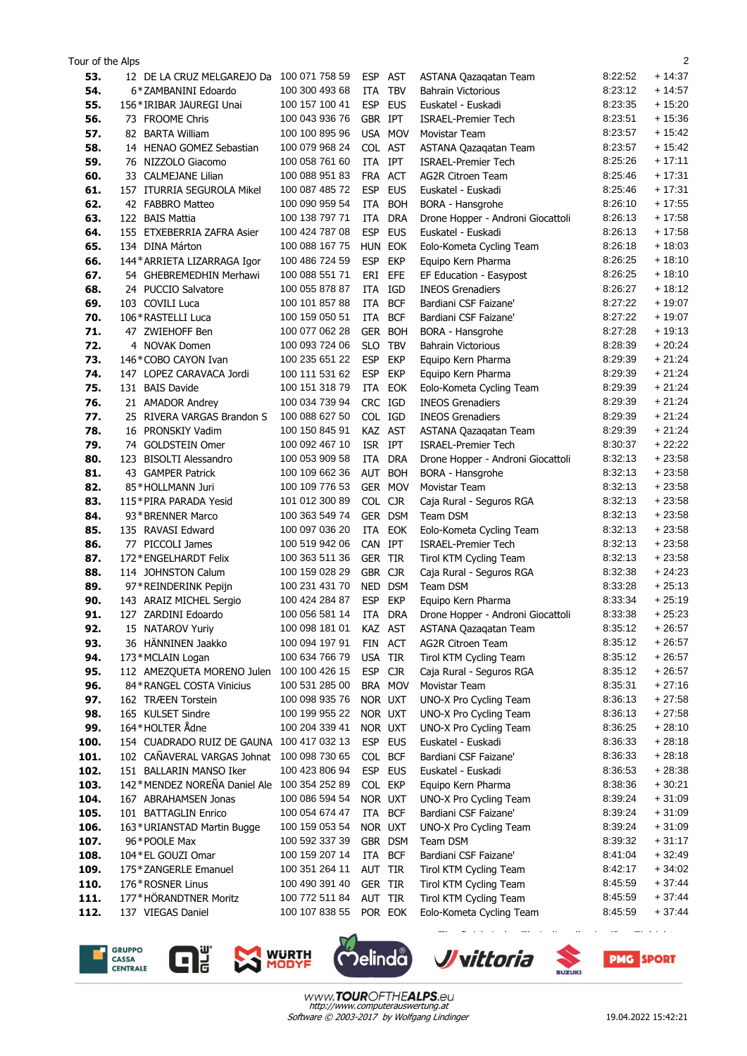| Rank | No. | Name | UCI ID | Nat | Team Code | Team | Time | Gap |
|---|---|---|---|---|---|---|---|---|
| 53. | 12 | DE LA CRUZ MELGAREJO Da | 100 071 758 59 | ESP | AST | ASTANA Qazaqatan Team | 8:22:52 | + 14:37 |
| 54. | 6 | *ZAMBANINI Edoardo | 100 300 493 68 | ITA | TBV | Bahrain Victorious | 8:23:12 | + 14:57 |
| 55. | 156 | *IRIBAR JAUREGI Unai | 100 157 100 41 | ESP | EUS | Euskatel - Euskadi | 8:23:35 | + 15:20 |
| 56. | 73 | FROOME Chris | 100 043 936 76 | GBR | IPT | ISRAEL-Premier Tech | 8:23:51 | + 15:36 |
| 57. | 82 | BARTA William | 100 100 895 96 | USA | MOV | Movistar Team | 8:23:57 | + 15:42 |
| 58. | 14 | HENAO GOMEZ Sebastian | 100 079 968 24 | COL | AST | ASTANA Qazaqatan Team | 8:23:57 | + 15:42 |
| 59. | 76 | NIZZOLO Giacomo | 100 058 761 60 | ITA | IPT | ISRAEL-Premier Tech | 8:25:26 | + 17:11 |
| 60. | 33 | CALMEJANE Lilian | 100 088 951 83 | FRA | ACT | AG2R Citroen Team | 8:25:46 | + 17:31 |
| 61. | 157 | ITURRIA SEGUROLA Mikel | 100 087 485 72 | ESP | EUS | Euskatel - Euskadi | 8:25:46 | + 17:31 |
| 62. | 42 | FABBRO Matteo | 100 090 959 54 | ITA | BOH | BORA - Hansgrohe | 8:26:10 | + 17:55 |
| 63. | 122 | BAIS Mattia | 100 138 797 71 | ITA | DRA | Drone Hopper - Androni Giocattoli | 8:26:13 | + 17:58 |
| 64. | 155 | ETXEBERRIA ZAFRA Asier | 100 424 787 08 | ESP | EUS | Euskatel - Euskadi | 8:26:13 | + 17:58 |
| 65. | 134 | DINA Márton | 100 088 167 75 | HUN | EOK | Eolo-Kometa Cycling Team | 8:26:18 | + 18:03 |
| 66. | 144 | *ARRIETA LIZARRAGA Igor | 100 486 724 59 | ESP | EKP | Equipo Kern Pharma | 8:26:25 | + 18:10 |
| 67. | 54 | GHEBREMEDHIN Merhawi | 100 088 551 71 | ERI | EFE | EF Education - Easypost | 8:26:25 | + 18:10 |
| 68. | 24 | PUCCIO Salvatore | 100 055 878 87 | ITA | IGD | INEOS Grenadiers | 8:26:27 | + 18:12 |
| 69. | 103 | COVILI Luca | 100 101 857 88 | ITA | BCF | Bardiani CSF Faizane' | 8:27:22 | + 19:07 |
| 70. | 106 | *RASTELLI Luca | 100 159 050 51 | ITA | BCF | Bardiani CSF Faizane' | 8:27:22 | + 19:07 |
| 71. | 47 | ZWIEHOFF Ben | 100 077 062 28 | GER | BOH | BORA - Hansgrohe | 8:27:28 | + 19:13 |
| 72. | 4 | NOVAK Domen | 100 093 724 06 | SLO | TBV | Bahrain Victorious | 8:28:39 | + 20:24 |
| 73. | 146 | *COBO CAYON Ivan | 100 235 622 51 | ESP | EKP | Equipo Kern Pharma | 8:29:39 | + 21:24 |
| 74. | 147 | LOPEZ CARAVACA Jordi | 100 111 531 62 | ESP | EKP | Equipo Kern Pharma | 8:29:39 | + 21:24 |
| 75. | 131 | BAIS Davide | 100 151 318 79 | ITA | EOK | Eolo-Kometa Cycling Team | 8:29:39 | + 21:24 |
| 76. | 21 | AMADOR Andrey | 100 034 739 94 | CRC | IGD | INEOS Grenadiers | 8:29:39 | + 21:24 |
| 77. | 25 | RIVERA VARGAS Brandon S | 100 088 627 50 | COL | IGD | INEOS Grenadiers | 8:29:39 | + 21:24 |
| 78. | 16 | PRONSKIY Vadim | 100 150 845 91 | KAZ | AST | ASTANA Qazaqatan Team | 8:29:39 | + 21:24 |
| 79. | 74 | GOLDSTEIN Omer | 100 092 467 10 | ISR | IPT | ISRAEL-Premier Tech | 8:30:37 | + 22:22 |
| 80. | 123 | BISOLTI Alessandro | 100 053 909 58 | ITA | DRA | Drone Hopper - Androni Giocattoli | 8:32:13 | + 23:58 |
| 81. | 43 | GAMPER Patrick | 100 109 662 36 | AUT | BOH | BORA - Hansgrohe | 8:32:13 | + 23:58 |
| 82. | 85 | *HOLLMANN Juri | 100 109 776 53 | GER | MOV | Movistar Team | 8:32:13 | + 23:58 |
| 83. | 115 | *PIRA PARADA Yesid | 101 012 300 89 | COL | CJR | Caja Rural - Seguros RGA | 8:32:13 | + 23:58 |
| 84. | 93 | *BRENNER Marco | 100 363 549 74 | GER | DSM | Team DSM | 8:32:13 | + 23:58 |
| 85. | 135 | RAVASI Edward | 100 097 036 20 | ITA | EOK | Eolo-Kometa Cycling Team | 8:32:13 | + 23:58 |
| 86. | 77 | PICCOLI James | 100 519 942 06 | CAN | IPT | ISRAEL-Premier Tech | 8:32:13 | + 23:58 |
| 87. | 172 | *ENGELHARDT Felix | 100 363 511 36 | GER | TIR | Tirol KTM Cycling Team | 8:32:13 | + 23:58 |
| 88. | 114 | JOHNSTON Calum | 100 159 028 29 | GBR | CJR | Caja Rural - Seguros RGA | 8:32:38 | + 24:23 |
| 89. | 97 | *REINDERINK Pepijn | 100 231 431 70 | NED | DSM | Team DSM | 8:33:28 | + 25:13 |
| 90. | 143 | ARAIZ MICHEL Sergio | 100 424 284 87 | ESP | EKP | Equipo Kern Pharma | 8:33:34 | + 25:19 |
| 91. | 127 | ZARDINI Edoardo | 100 056 581 14 | ITA | DRA | Drone Hopper - Androni Giocattoli | 8:33:38 | + 25:23 |
| 92. | 15 | NATAROV Yuriy | 100 098 181 01 | KAZ | AST | ASTANA Qazaqatan Team | 8:35:12 | + 26:57 |
| 93. | 36 | HÄNNINEN Jaakko | 100 094 197 91 | FIN | ACT | AG2R Citroen Team | 8:35:12 | + 26:57 |
| 94. | 173 | *MCLAIN Logan | 100 634 776 79 | USA | TIR | Tirol KTM Cycling Team | 8:35:12 | + 26:57 |
| 95. | 112 | AMEZQUETA MORENO Julen | 100 100 426 15 | ESP | CJR | Caja Rural - Seguros RGA | 8:35:12 | + 26:57 |
| 96. | 84 | *RANGEL COSTA Vinicius | 100 531 285 00 | BRA | MOV | Movistar Team | 8:35:31 | + 27:16 |
| 97. | 162 | TRÆEN Torstein | 100 098 935 76 | NOR | UXT | UNO-X Pro Cycling Team | 8:36:13 | + 27:58 |
| 98. | 165 | KULSET Sindre | 100 199 955 22 | NOR | UXT | UNO-X Pro Cycling Team | 8:36:13 | + 27:58 |
| 99. | 164 | *HOLTER Ådne | 100 204 339 41 | NOR | UXT | UNO-X Pro Cycling Team | 8:36:25 | + 28:10 |
| 100. | 154 | CUADRADO RUIZ DE GAUNA | 100 417 032 13 | ESP | EUS | Euskatel - Euskadi | 8:36:33 | + 28:18 |
| 101. | 102 | CAÑAVERAL VARGAS Johnat | 100 098 730 65 | COL | BCF | Bardiani CSF Faizane' | 8:36:33 | + 28:18 |
| 102. | 151 | BALLARIN MANSO Iker | 100 423 806 94 | ESP | EUS | Euskatel - Euskadi | 8:36:53 | + 28:38 |
| 103. | 142 | *MENDEZ NOREÑA Daniel Ale | 100 354 252 89 | COL | EKP | Equipo Kern Pharma | 8:38:36 | + 30:21 |
| 104. | 167 | ABRAHAMSEN Jonas | 100 086 594 54 | NOR | UXT | UNO-X Pro Cycling Team | 8:39:24 | + 31:09 |
| 105. | 101 | BATTAGLIN Enrico | 100 054 674 47 | ITA | BCF | Bardiani CSF Faizane' | 8:39:24 | + 31:09 |
| 106. | 163 | *URIANSTAD Martin Bugge | 100 159 053 54 | NOR | UXT | UNO-X Pro Cycling Team | 8:39:24 | + 31:09 |
| 107. | 96 | *POOLE Max | 100 592 337 39 | GBR | DSM | Team DSM | 8:39:32 | + 31:17 |
| 108. | 104 | *EL GOUZI Omar | 100 159 207 14 | ITA | BCF | Bardiani CSF Faizane' | 8:41:04 | + 32:49 |
| 109. | 175 | *ZANGERLE Emanuel | 100 351 264 11 | AUT | TIR | Tirol KTM Cycling Team | 8:42:17 | + 34:02 |
| 110. | 176 | *ROSNER Linus | 100 490 391 40 | GER | TIR | Tirol KTM Cycling Team | 8:45:59 | + 37:44 |
| 111. | 177 | *HÖRANDTNER Moritz | 100 772 511 84 | AUT | TIR | Tirol KTM Cycling Team | 8:45:59 | + 37:44 |
| 112. | 137 | VIEGAS Daniel | 100 107 838 55 | POR | EOK | Eolo-Kometa Cycling Team | 8:45:59 | + 37:44 |

www.TOUROFTHEALPS.eu
http://www.computerauswertung.at
Software © 2003-2017 by Wolfgang Lindinger

19.04.2022 15:42:21